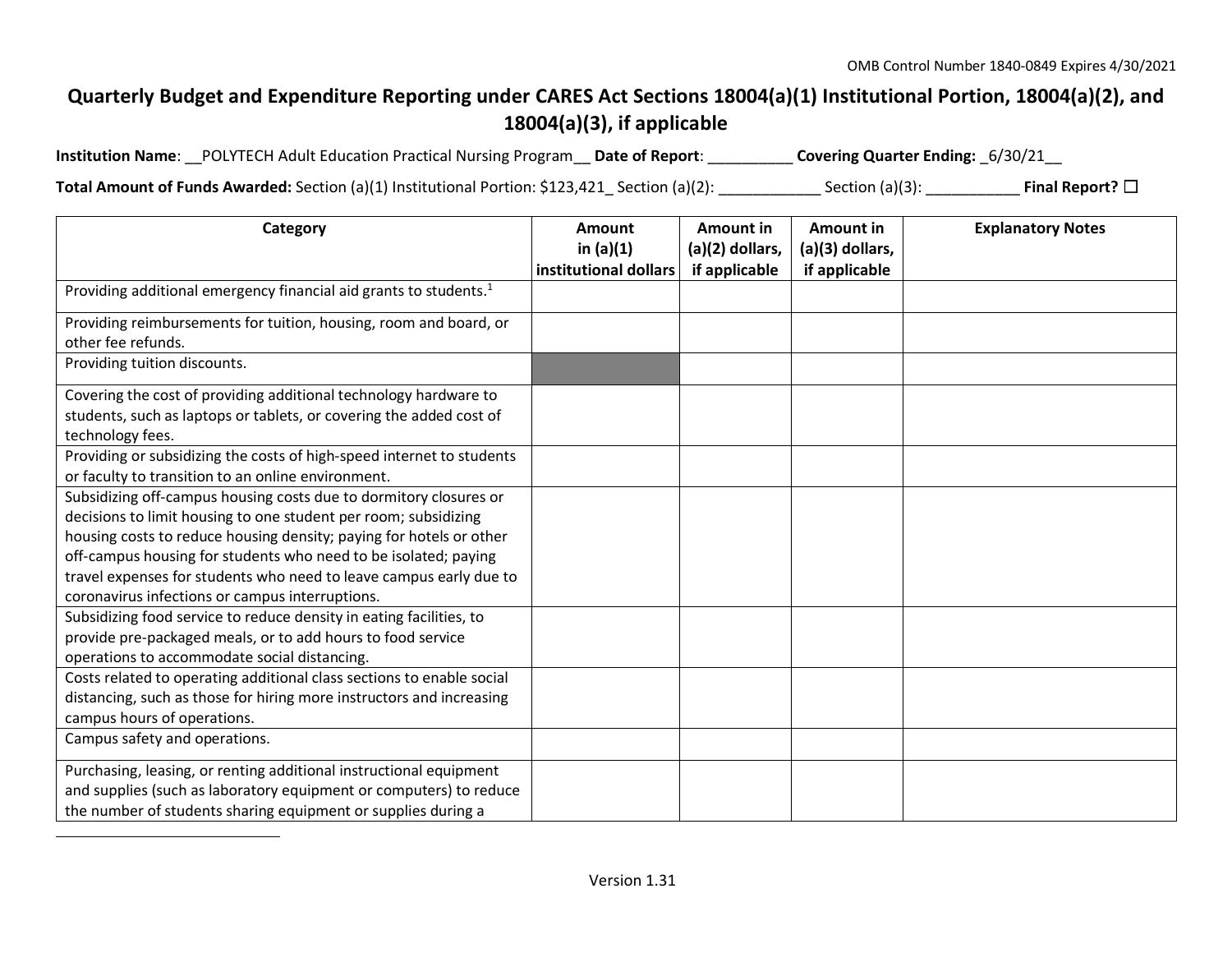OMB Control Number 1840-0849 Expires 4/30/2021

# Quarterly Budget and Expenditure Reporting under CARES Act Sections 18004(a)(1) Institutional Portion, 18004(a)(2), and 18004(a)(3), if applicable

**Institution Name**: __POLYTECH Adult Education Practical Nursing Program__ **Date of Report**: __________ **Covering Quarter Ending:** _6/30/21__

**Total Amount of Funds Awarded:** Section (a)(1) Institutional Portion: $123,421_ Section (a)(2): ____________ Section (a)(3): ___________ **Final Report?** ☐

| Category | Amount in (a)(1) institutional dollars | Amount in (a)(2) dollars, if applicable | Amount in (a)(3) dollars, if applicable | Explanatory Notes |
|---|---|---|---|---|
| Providing additional emergency financial aid grants to students.[1] | | | | |
| Providing reimbursements for tuition, housing, room and board, or other fee refunds. | | | | |
| Providing tuition discounts. | | | | |
| Covering the cost of providing additional technology hardware to students, such as laptops or tablets, or covering the added cost of technology fees. | | | | |
| Providing or subsidizing the costs of high-speed internet to students or faculty to transition to an online environment. | | | | |
| Subsidizing off-campus housing costs due to dormitory closures or decisions to limit housing to one student per room; subsidizing housing costs to reduce housing density; paying for hotels or other off-campus housing for students who need to be isolated; paying travel expenses for students who need to leave campus early due to coronavirus infections or campus interruptions. | | | | |
| Subsidizing food service to reduce density in eating facilities, to provide pre-packaged meals, or to add hours to food service operations to accommodate social distancing. | | | | |
| Costs related to operating additional class sections to enable social distancing, such as those for hiring more instructors and increasing campus hours of operations. | | | | |
| Campus safety and operations. | | | | |
| Purchasing, leasing, or renting additional instructional equipment and supplies (such as laboratory equipment or computers) to reduce the number of students sharing equipment or supplies during a | | | | |

Version 1.31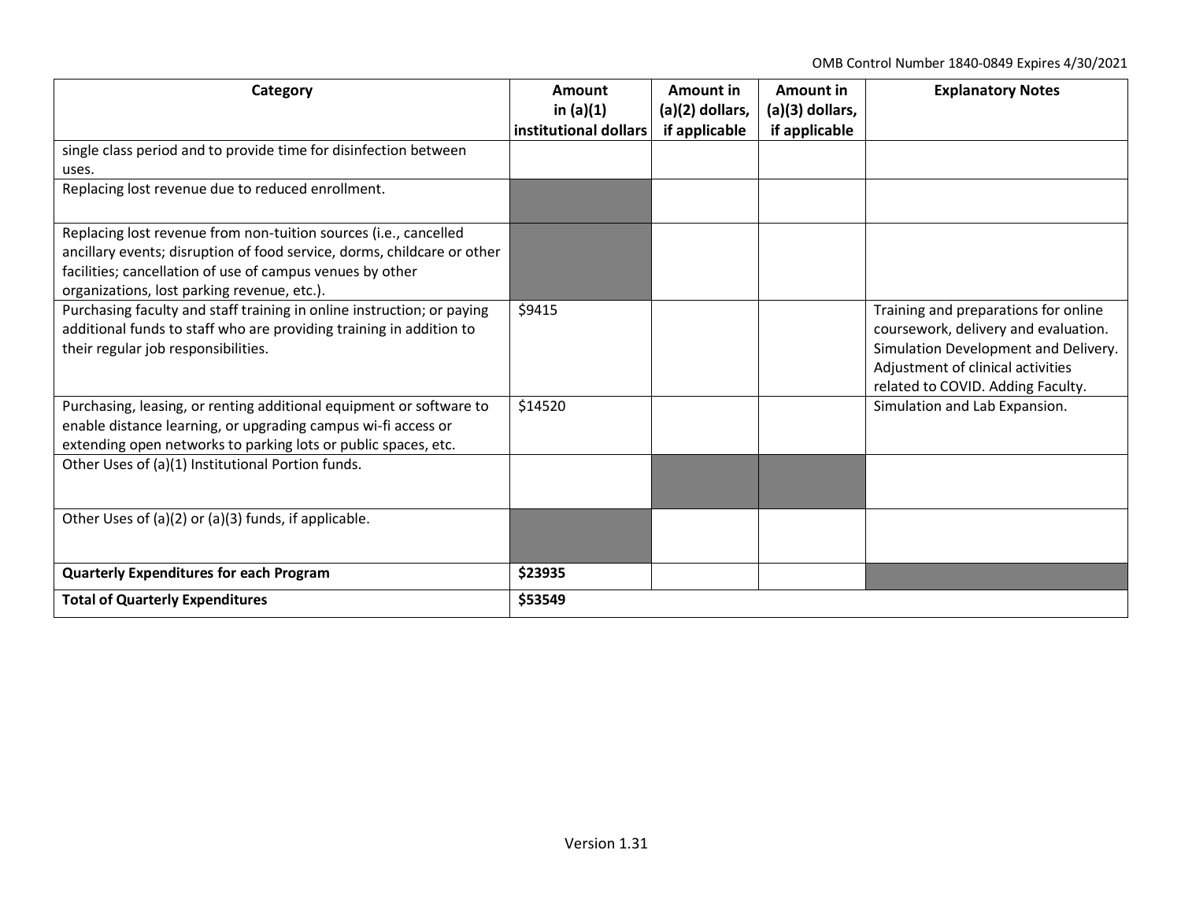| Category | Amount in (a)(1) institutional dollars | Amount in (a)(2) dollars, if applicable | Amount in (a)(3) dollars, if applicable | Explanatory Notes |
|---|---|---|---|---|
| single class period and to provide time for disinfection between uses. | | | | |
| Replacing lost revenue due to reduced enrollment. | | | | |
| Replacing lost revenue from non-tuition sources (i.e., cancelled ancillary events; disruption of food service, dorms, childcare or other facilities; cancellation of use of campus venues by other organizations, lost parking revenue, etc.). | | | | |
| Purchasing faculty and staff training in online instruction; or paying additional funds to staff who are providing training in addition to their regular job responsibilities. | $9415 | | | Training and preparations for online coursework, delivery and evaluation. Simulation Development and Delivery. Adjustment of clinical activities related to COVID. Adding Faculty. |
| Purchasing, leasing, or renting additional equipment or software to enable distance learning, or upgrading campus wi-fi access or extending open networks to parking lots or public spaces, etc. | $14520 | | | Simulation and Lab Expansion. |
| Other Uses of (a)(1) Institutional Portion funds. | | | | |
| Other Uses of (a)(2) or (a)(3) funds, if applicable. | | | | |
| **Quarterly Expenditures for each Program** | **$23935** | | | |
| **Total of Quarterly Expenditures** | **$53549** | | | |